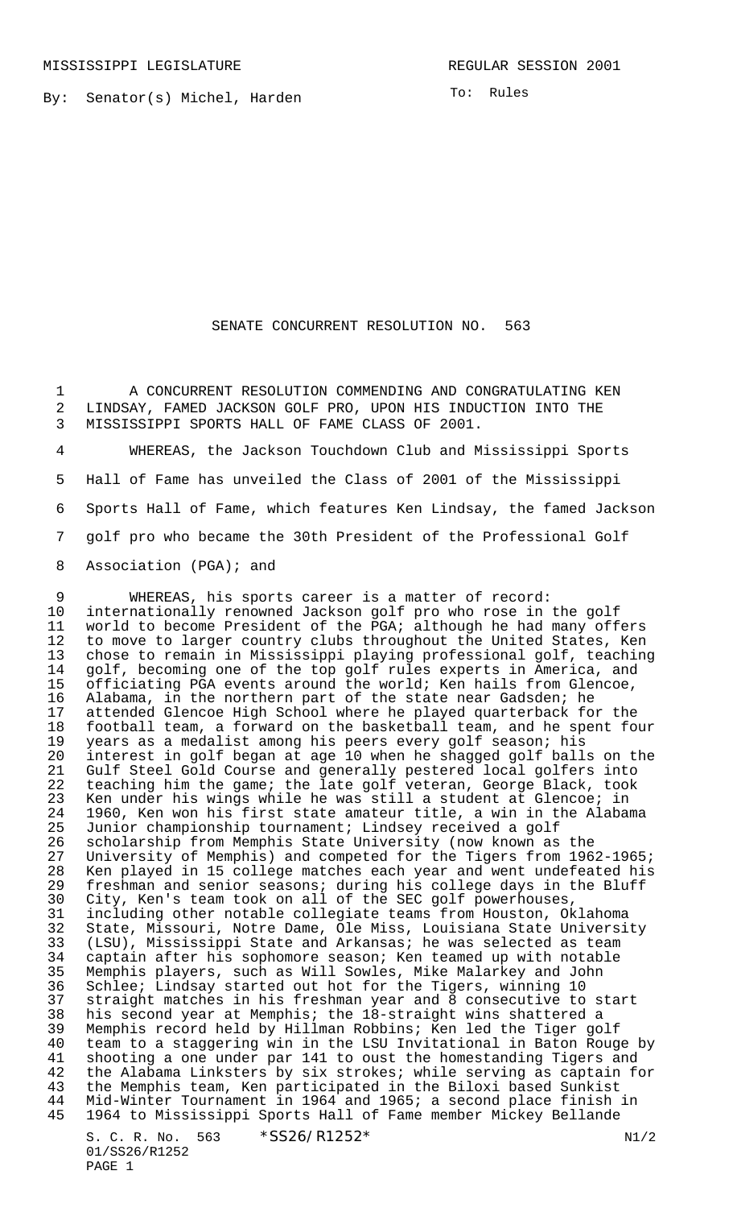MISSISSIPPI LEGISLATURE REGULAR SESSION 2001

By: Senator(s) Michel, Harden

To: Rules

# SENATE CONCURRENT RESOLUTION NO. 563

A CONCURRENT RESOLUTION COMMENDING AND CONGRATULATING KEN LINDSAY, FAMED JACKSON GOLF PRO, UPON HIS INDUCTION INTO THE MISSISSIPPI SPORTS HALL OF FAME CLASS OF 2001.

WHEREAS, the Jackson Touchdown Club and Mississippi Sports Hall of Fame has unveiled the Class of 2001 of the Mississippi Sports Hall of Fame, which features Ken Lindsay, the famed Jackson golf pro who became the 30th President of the Professional Golf Association (PGA); and

WHEREAS, his sports career is a matter of record: internationally renowned Jackson golf pro who rose in the golf world to become President of the PGA; although he had many offers to move to larger country clubs throughout the United States, Ken chose to remain in Mississippi playing professional golf, teaching golf, becoming one of the top golf rules experts in America, and officiating PGA events around the world; Ken hails from Glencoe, Alabama, in the northern part of the state near Gadsden; he attended Glencoe High School where he played quarterback for the football team, a forward on the basketball team, and he spent four years as a medalist among his peers every golf season; his interest in golf began at age 10 when he shagged golf balls on the Gulf Steel Gold Course and generally pestered local golfers into teaching him the game; the late golf veteran, George Black, took Ken under his wings while he was still a student at Glencoe; in 1960, Ken won his first state amateur title, a win in the Alabama Junior championship tournament; Lindsey received a golf scholarship from Memphis State University (now known as the University of Memphis) and competed for the Tigers from 1962-1965; Ken played in 15 college matches each year and went undefeated his freshman and senior seasons; during his college days in the Bluff City, Ken's team took on all of the SEC golf powerhouses, including other notable collegiate teams from Houston, Oklahoma State, Missouri, Ole Miss, Louisiana State University (LSU), Mississippi State and Arkansas; he was selected as team captain after his sophomore season; Ken teamed up with notable Memphis players, such as Will Sowles, Mike Malarkey and John Schlee; Lindsay started out hot for the Tigers, winning 10 straight matches in his freshman year and 8 consecutive to start his second year at Memphis; the 18-straight wins shattered a Memphis record held by Hillman Robbins; Ken led the Tiger golf team to a staggering win in the LSU Invitational in Baton Rouge by shooting a one under par 141 to oust the homestanding Tigers and the Alabama Linksters by six strokes; while serving as captain for the Memphis team, Ken participated in the Biloxi based Sunkist Mid-Winter Tournament in 1964 and 1965; a second place finish in 1964 to Mississippi Sports Hall of Fame member Mickey Bellande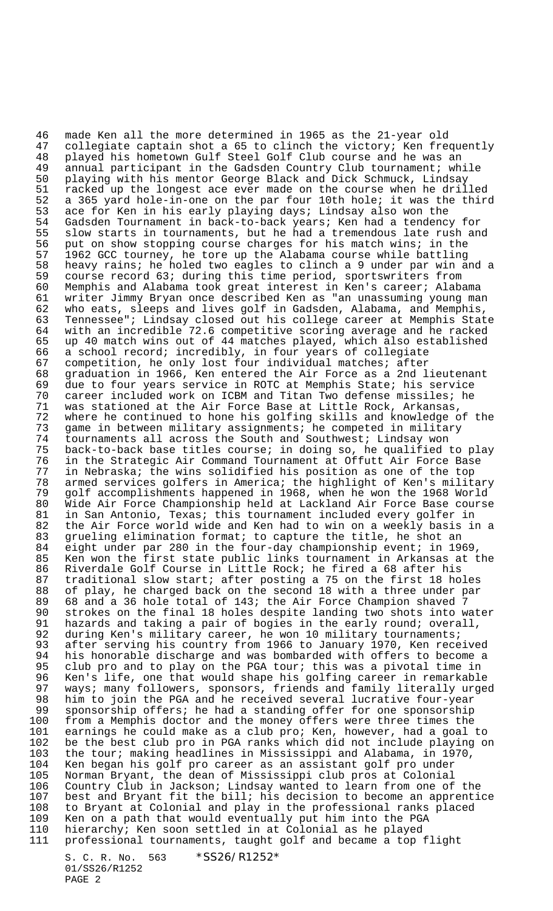made Ken all the more determined in 1965 as the 21-year old collegiate captain shot a 65 to clinch the victory; Ken frequently played his hometown Gulf Steel Golf Club course and he was an annual participant in the Gadsden Country Club tournament; while playing with his mentor George Black and Dick Schmuck, Lindsay racked up the longest ace ever made on the course when he drilled a 365 yard hole-in-one on the par four 10th hole; it was the third ace for Ken in his early playing days; Lindsay also won the Gadsden Tournament in back-to-back years; Ken had a tendency for slow starts in tournaments, but he had a tremendous late rush and put on show stopping course charges for his match wins; in the 1962 GCC tourney, he tore up the Alabama course while battling heavy rains; he holed two eagles to clinch a 9 under par win and a course record 63; during this time period, sportswriters from Memphis and Alabama took great interest in Ken's career; Alabama writer Jimmy Bryan once described Ken as "an unassuming young man who eats, sleeps and lives golf in Gadsden, Alabama, and Memphis, Tennessee"; Lindsay closed out his college career at Memphis State with an incredible 72.6 competitive scoring average and he racked up 40 match wins out of 44 matches played, which also established a school record; incredibly, in four years of collegiate competition, he only lost four individual matches; after graduation in 1966, Ken entered the Air Force as a 2nd lieutenant due to four years service in ROTC at Memphis State; his service career included work on ICBM and Titan Two defense missiles; he was stationed at the Air Force Base at Little Rock, Arkansas, where he continued to hone his golfing skills and knowledge of the game in between military assignments; he competed in military tournaments all across the South and Southwest; Lindsay won back-to-back base titles course; in doing so, he qualified to play in the Strategic Air Command Tournament at Offutt Air Force Base in Nebraska; the wins solidified his position as one of the top armed services golfers in America; the highlight of Ken's military golf accomplishments happened in 1968, when he won the 1968 World Wide Air Force Championship held at Lackland Air Force Base course in San Antonio, Texas; this tournament included every golfer in the Air Force world wide and Ken had to win on a weekly basis in a grueling elimination format; to capture the title, he shot an eight under par 280 in the four-day championship event; in 1969, Ken won the first state public links tournament in Arkansas at the Riverdale Golf Course in Little Rock; he fired a 68 after his traditional slow start; after posting a 75 on the first 18 holes of play, he charged back on the second 18 with a three under par 68 and a 36 hole total of 143; the Air Force Champion shaved 7 strokes on the final 18 holes despite landing two shots into water hazards and taking a pair of bogies in the early round; overall, during Ken's military career, he won 10 military tournaments; after serving his country from 1966 to January 1970, Ken received his honorable discharge and was bombarded with offers to become a club pro and to play on the PGA tour; this was a pivotal time in Ken's life, one that would shape his golfing career in remarkable ways; many followers, sponsors, friends and family literally urged him to join the PGA and he received several lucrative four-year sponsorship offers; he had a standing offer for one sponsorship from a Memphis doctor and the money offers were three times the earnings he could make as a club pro; Ken, however, had a goal to be the best club pro in PGA ranks which did not include playing on the tour; making headlines in Mississippi and Alabama, in 1970, Ken began his golf pro career as an assistant golf pro under Norman Bryant, the dean of Mississippi club pros at Colonial Country Club in Jackson; Lindsay wanted to learn from one of the best and Bryant fit the bill; his decision to become an apprentice to Bryant at Colonial and play in the professional ranks placed Ken on a path that would eventually put him into the PGA hierarchy; Ken soon settled in at Colonial as he played professional tournaments, taught golf and became a top flight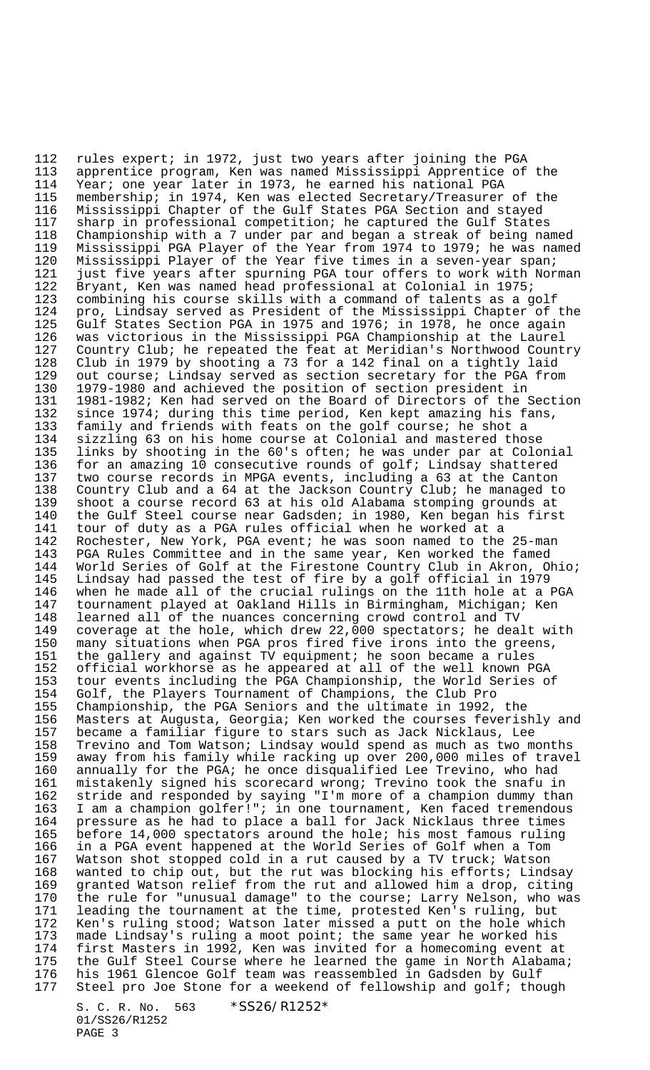rules expert; in 1972, just two years after joining the PGA apprentice program, Ken was named Mississippi Apprentice of the Year; one year later in 1973, he earned his national PGA membership; in 1974, Ken was elected Secretary/Treasurer of the Mississippi Chapter of the Gulf States PGA Section and stayed sharp in professional competition; he captured the Gulf States Championship with a 7 under par and began a streak of being named Mississippi PGA Player of the Year from 1974 to 1979; he was named Mississippi Player of the Year five times in a seven-year span; just five years after spurning PGA tour offers to work with Norman Bryant, Ken was named head professional at Colonial in 1975; combining his course skills with a command of talents as a golf pro, Lindsay served as President of the Mississippi Chapter of the Gulf States Section PGA in 1975 and 1976; in 1978, he once again was victorious in the Mississippi PGA Championship at the Laurel Country Club; he repeated the feat at Meridian's Northwood Country Club in 1979 by shooting a 73 for a 142 final on a tightly laid out course; Lindsay served as section secretary for the PGA from 1979-1980 and achieved the position of section president in 1981-1982; Ken had served on the Board of Directors of the Section since 1974; during this time period, Ken kept amazing his fans, family and friends with feats on the golf course; he shot a sizzling 63 on his home course at Colonial and mastered those links by shooting in the 60's often; he was under par at Colonial for an amazing 10 consecutive rounds of golf; Lindsay shattered two course records in MPGA events, including a 63 at the Canton Country Club and a 64 at the Jackson Country Club; he managed to shoot a course record 63 at his old Alabama stomping grounds at the Gulf Steel course near Gadsden; in 1980, Ken began his first tour of duty as a PGA rules official when he worked at a Rochester, New York, PGA event; he was soon named to the 25-man PGA Rules Committee and in the same year, Ken worked the famed World Series of Golf at the Firestone Country Club in Akron, Ohio; Lindsay had passed the test of fire by a golf official in 1979 when he made all of the crucial rulings on the 11th hole at a PGA tournament played at Oakland Hills in Birmingham, Michigan; Ken learned all of the nuances concerning crowd control and TV coverage at the hole, which drew 22,000 spectators; he dealt with many situations when PGA pros fired five irons into the greens, the gallery and against TV equipment; he soon became a rules official workhorse as he appeared at all of the well known PGA tour events including the PGA Championship, the World Series of Golf, the Players Tournament of Champions, the Club Pro Championship, the PGA Seniors and the ultimate in 1992, the Masters at Augusta, Georgia; Ken worked the courses feverishly and became a familiar figure to stars such as Jack Nicklaus, Lee Trevino and Tom Watson; Lindsay would spend as much as two months away from his family while racking up over 200,000 miles of travel annually for the PGA; he once disqualified Lee Trevino, who had mistakenly signed his scorecard wrong; Trevino took the snafu in stride and responded by saying "I'm more of a champion dummy than I am a champion golfer!"; in one tournament, Ken faced tremendous pressure as he had to place a ball for Jack Nicklaus three times before 14,000 spectators around the hole; his most famous ruling in a PGA event happened at the World Series of Golf when a Tom Watson shot stopped cold in a rut caused by a TV truck; Watson wanted to chip out, but the rut was blocking his efforts; Lindsay granted Watson relief from the rut and allowed him a drop, citing the rule for "unusual damage" to the course; Larry Nelson, who was leading the tournament at the time, protested Ken's ruling, but Ken's ruling stood; Watson later missed a putt on the hole which made Lindsay's ruling a moot point; the same year he worked his first Masters in 1992, Ken was invited for a homecoming event at the Gulf Steel Course where he learned the game in North Alabama; his 1961 Glencoe Golf team was reassembled in Gadsden by Gulf Steel pro Joe Stone for a weekend of fellowship and golf; though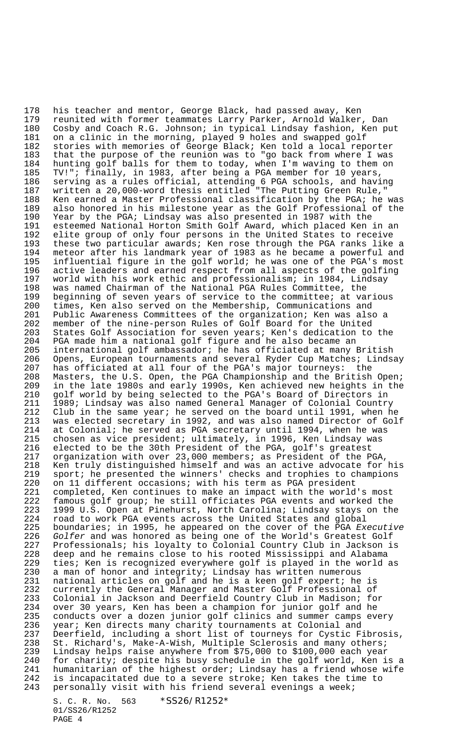his teacher and mentor, George Black, had passed away, Ken reunited with former teammates Larry Parker, Arnold Walker, Dan Cosby and Coach R.G. Johnson; in typical Lindsay fashion, Ken put on a clinic in the morning, played 9 holes and swapped golf stories with memories of George Black; Ken told a local reporter that the purpose of the reunion was to "go back from where I was hunting golf balls for them to today, when I'm waving to them on TV!"; finally, in 1983, after being a PGA member for 10 years, serving as a rules official, attending 6 PGA schools, and having written a 20,000-word thesis entitled "The Putting Green Rule," Ken earned a Master Professional classification by the PGA; he was also honored in his milestone year as the Golf Professional of the Year by the PGA; Lindsay was also presented in 1987 with the esteemed National Horton Smith Golf Award, which placed Ken in an elite group of only four persons in the United States to receive these two particular awards; Ken rose through the PGA ranks like a meteor after his landmark year of 1983 as he became a powerful and influential figure in the golf world; he was one of the PGA's most active leaders and earned respect from all aspects of the golfing world with his work ethic and professionalism; in 1984, Lindsay was named Chairman of the National PGA Rules Committee, the beginning of seven years of service to the committee; at various times, Ken also served on the Membership, Communications and Public Awareness Committees of the organization; Ken was also a member of the nine-person Rules of Golf Board for the United States Golf Association for seven years; Ken's dedication to the PGA made him a national golf figure and he also became an international golf ambassador; he has officiated at many British Opens, European tournaments and several Ryder Cup Matches; Lindsay has officiated at all four of the PGA's major tourneys: the Masters, the U.S. Open, the PGA Championship and the British Open; in the late 1980s and early 1990s, Ken achieved new heights in the golf world by being selected to the PGA's Board of Directors in 1989; Lindsay was also named General Manager of Colonial Country Club in the same year; he served on the board until 1991, when he was elected secretary in 1992, and was also named Director of Golf at Colonial; he served as PGA secretary until 1994, when he was chosen as vice president; ultimately, in 1996, Ken Lindsay was elected to be the 30th President of the PGA, golf's greatest organization with over 23,000 members; as President of the PGA, Ken truly distinguished himself and was an active advocate for his sport; he presented the winners' checks and trophies to champions on 11 different occasions; with his term as PGA president completed, Ken continues to make an impact with the world's most famous golf group; he still officiates PGA events and worked the 1999 U.S. Open at Pinehurst, North Carolina; Lindsay stays on the road to work PGA events across the United States and global boundaries; in 1995, he appeared on the cover of the PGA *Executive Golfer* and was honored as being one of the World's Greatest Golf Professionals; his loyalty to Colonial Country Club in Jackson is deep and he remains close to his rooted Mississippi and Alabama ties; Ken is recognized everywhere golf is played in the world as a man of honor and integrity; Lindsay has written numerous national articles on golf and he is a keen golf expert; he is currently the General Manager and Master Golf Professional of Colonial in Jackson and Deerfield Country Club in Madison; for over 30 years, Ken has been a champion for junior golf and he conducts over a dozen junior golf clinics and summer camps every year; Ken directs many charity tournaments at Colonial and Deerfield, including a short list of tourneys for Cystic Fibrosis, St. Richard's, Make-A-Wish, Multiple Sclerosis and many others; Lindsay helps raise anywhere from $75,000 to $100,000 each year for charity; despite his busy schedule in the golf world, Ken is a humanitarian of the highest order; Lindsay has a friend whose wife is incapacitated due to a severe stroke; Ken takes the time to personally visit with his friend several evenings a week;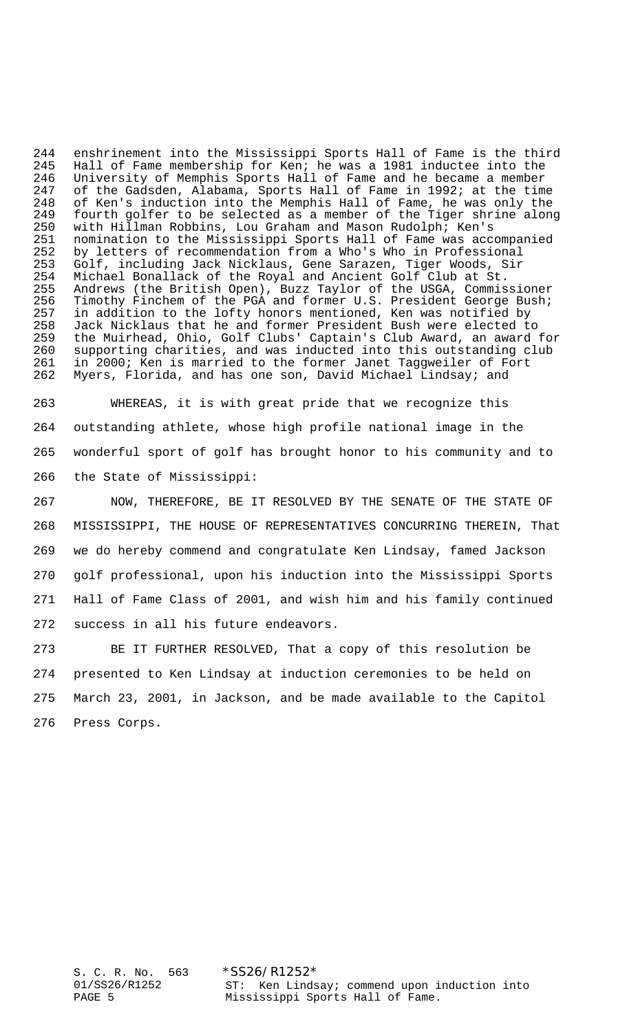enshrinement into the Mississippi Sports Hall of Fame is the third Hall of Fame membership for Ken; he was a 1981 inductee into the University of Memphis Sports Hall of Fame and he became a member of the Gadsden, Alabama, Sports Hall of Fame in 1992; at the time of Ken's induction into the Memphis Hall of Fame, he was only the fourth golfer to be selected as a member of the Tiger shrine along with Hillman Robbins, Lou Graham and Mason Rudolph; Ken's nomination to the Mississippi Sports Hall of Fame was accompanied by letters of recommendation from a Who's Who in Professional Golf, including Jack Nicklaus, Gene Sarazen, Tiger Woods, Sir Michael Bonallack of the Royal and Ancient Golf Club at St. Andrews (the British Open), Buzz Taylor of the USGA, Commissioner Timothy Finchem of the PGA and former U.S. President George Bush; in addition to the lofty honors mentioned, Ken was notified by Jack Nicklaus that he and former President Bush were elected to the Muirhead, Ohio, Golf Clubs' Captain's Club Award, an award for supporting charities, and was inducted into this outstanding club in 2000; Ken is married to the former Janet Taggweiler of Fort Myers, Florida, and has one son, David Michael Lindsay; and

WHEREAS, it is with great pride that we recognize this outstanding athlete, whose high profile national image in the wonderful sport of golf has brought honor to his community and to the State of Mississippi:

NOW, THEREFORE, BE IT RESOLVED BY THE SENATE OF THE STATE OF MISSISSIPPI, THE HOUSE OF REPRESENTATIVES CONCURRING THEREIN, That we do hereby commend and congratulate Ken Lindsay, famed Jackson golf professional, upon his induction into the Mississippi Sports Hall of Fame Class of 2001, and wish him and his family continued success in all his future endeavors.

BE IT FURTHER RESOLVED, That a copy of this resolution be presented to Ken Lindsay at induction ceremonies to be held on March 23, 2001, in Jackson, and be made available to the Capitol Press Corps.